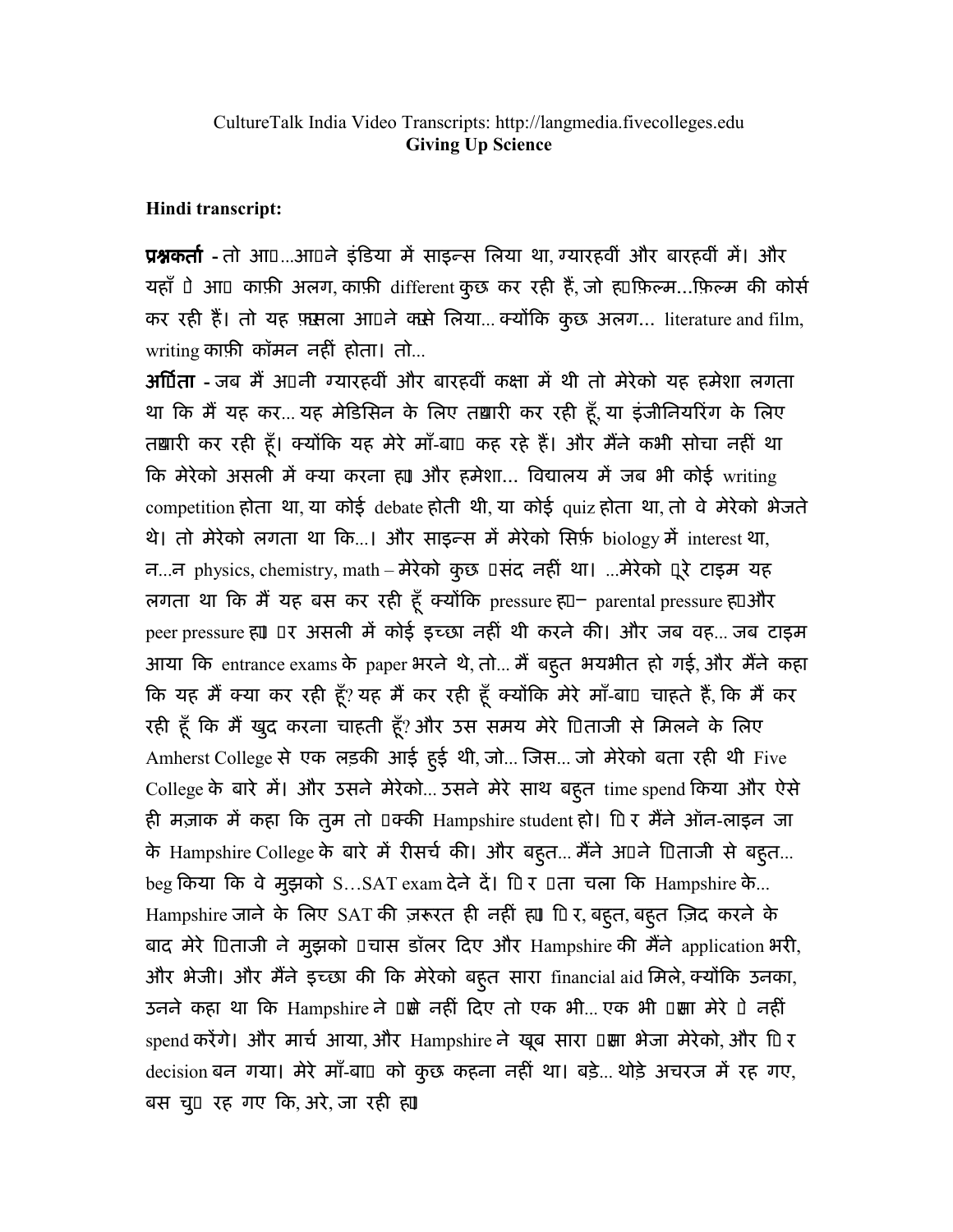# Giving Up Science

**Hindi transcript:**

**प्रश्नकर्ता** - तो आप...आपने इंडिया में साइन्स लिया था, ग्यारहवीं और बारहवीं में। और यहाँ पे आप काफ़ी अलग, काफ़ी different कुछ कर रही हैं, जो है फ़िल्म...फ़िल्म की कोर्स कर रही हैं। तो यह फ़ैसला आपने कैसे लिया... क्योंकि कुछ अलग... literature and film, writing काफ़ी कॉमन नहीं होता। तो...

**अर्पिता** - जब मैं अपनी ग्यारहवीं और बारहवीं कक्षा में थी तो मेरेको यह हमेशा लगता था कि मैं यह कर... यह मेडिसिन के लिए तैयारी कर रही हूँ, या इंजीनियरिंग के लिए तैयारी कर रही हूँ। क्योंकि यह मेरे माँ-बाप कह रहे हैं। और मैंने कभी सोचा नहीं था कि मेरेको असली में क्या करना है। और हमेशा... विद्यालय में जब भी कोई writing competition होता था, या कोई debate होती थी, या कोई quiz होता था, तो वे मेरेको भेजते थे। तो मेरेको लगता था कि...। और साइन्स में मेरेको सिर्फ़ biology में interest था, न...न physics, chemistry, math – मेरेको कुछ पसंद नहीं था। ...मेरेको पूरे टाइम यह लगता था कि मैं यह बस कर रही हूँ क्योंकि pressure है – parental pressure है और peer pressure है। पर असली में कोई इच्छा नहीं थी करने की। और जब वह... जब टाइम आया कि entrance exams के paper भरने थे, तो... मैं बहुत भयभीत हो गई, और मैंने कहा कि यह मैं क्या कर रही हूँ? यह मैं कर रही हूँ क्योंकि मेरे माँ-बाप चाहते हैं, कि मैं कर रही हूँ कि मैं खुद करना चाहती हूँ? और उस समय मेरे पिताजी से मिलने के लिए Amherst College से एक लड़की आई हुई थी, जो... जिस... जो मेरेको बता रही थी Five College के बारे में। और उसने मेरेको... उसने मेरे साथ बहुत time spend किया और ऐसे ही मज़ाक में कहा कि तुम तो पक्की Hampshire student हो। फिर मैंने ऑन-लाइन जा के Hampshire College के बारे में रीसर्च की। और बहुत... मैंने अपने पिताजी से बहुत... beg किया कि वे मुझको S…SAT exam देने दें। फिर पता चला कि Hampshire के... Hampshire जाने के लिए SAT की ज़रूरत ही नहीं है। फिर, बहुत, बहुत ज़िद करने के बाद मेरे पिताजी ने मुझको पचास डॉलर दिए और Hampshire की मैंने application भरी, और भेजी। और मैंने इच्छा की कि मेरेको बहुत सारा financial aid मिले, क्योंकि उनका, उनने कहा था कि Hampshire ने पैसे नहीं दिए तो एक भी... एक भी पैसा मेरे पे नहीं spend करेंगे। और मार्च आया, और Hampshire ने खूब सारा पैसा भेजा मेरेको, और फिर decision बन गया। मेरे माँ-बाप को कुछ कहना नहीं था। बड़े... थोड़े अचरज में रह गए, बस चुप रह गए कि, अरे, जा रही है।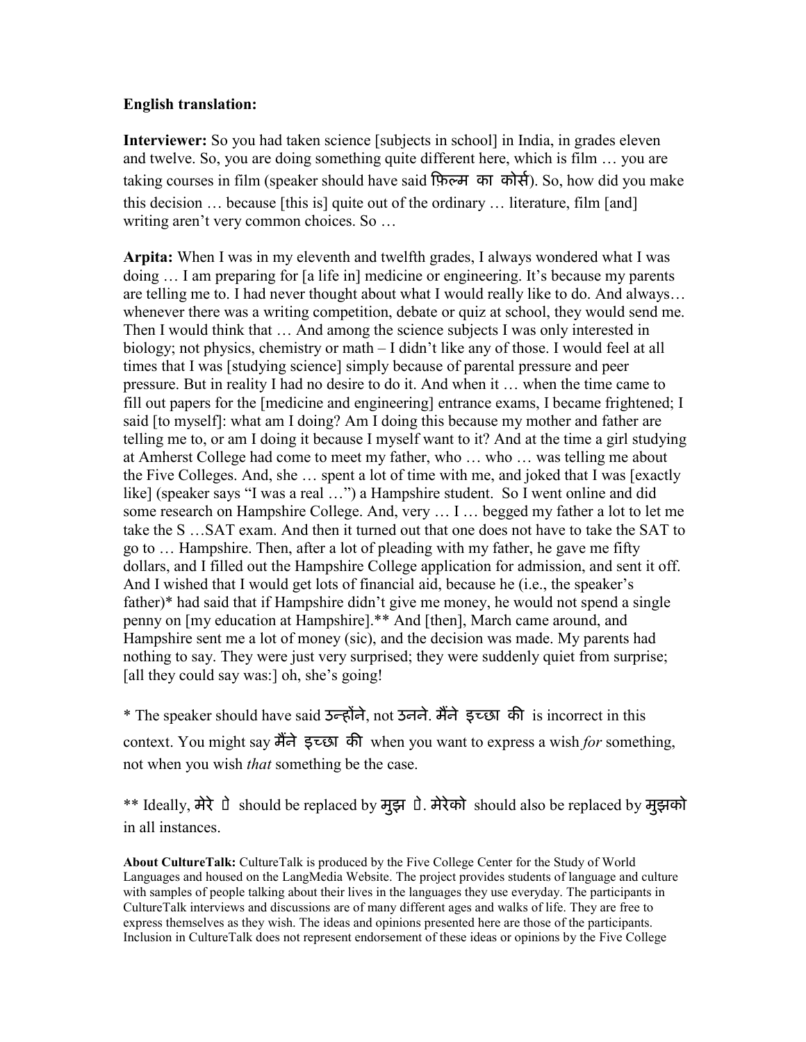**English translation:**

**Interviewer:** So you had taken science [subjects in school] in India, in grades eleven and twelve. So, you are doing something quite different here, which is film … you are taking courses in film (speaker should have said फ़िल्म का कोर्स). So, how did you make this decision … because [this is] quite out of the ordinary … literature, film [and] writing aren't very common choices. So …

**Arpita:** When I was in my eleventh and twelfth grades, I always wondered what I was doing … I am preparing for [a life in] medicine or engineering. It's because my parents are telling me to. I had never thought about what I would really like to do. And always… whenever there was a writing competition, debate or quiz at school, they would send me. Then I would think that … And among the science subjects I was only interested in biology; not physics, chemistry or math – I didn't like any of those. I would feel at all times that I was [studying science] simply because of parental pressure and peer pressure. But in reality I had no desire to do it. And when it … when the time came to fill out papers for the [medicine and engineering] entrance exams, I became frightened; I said [to myself]: what am I doing? Am I doing this because my mother and father are telling me to, or am I doing it because I myself want to it? And at the time a girl studying at Amherst College had come to meet my father, who … who … was telling me about the Five Colleges. And, she … spent a lot of time with me, and joked that I was [exactly like] (speaker says "I was a real …") a Hampshire student. So I went online and did some research on Hampshire College. And, very … I … begged my father a lot to let me take the S …SAT exam. And then it turned out that one does not have to take the SAT to go to … Hampshire. Then, after a lot of pleading with my father, he gave me fifty dollars, and I filled out the Hampshire College application for admission, and sent it off. And I wished that I would get lots of financial aid, because he (i.e., the speaker's father)* had said that if Hampshire didn't give me money, he would not spend a single penny on [my education at Hampshire].** And [then], March came around, and Hampshire sent me a lot of money (sic), and the decision was made. My parents had nothing to say. They were just very surprised; they were suddenly quiet from surprise; [all they could say was:] oh, she's going!

* The speaker should have said उन्होंने, not उनने. मैंने इच्छा की is incorrect in this context. You might say मैंने इच्छा की when you want to express a wish *for* something, not when you wish *that* something be the case.

** Ideally, मेरे पे should be replaced by मुझ पे. मेरेको should also be replaced by मुझको in all instances.

**About CultureTalk:** CultureTalk is produced by the Five College Center for the Study of World Languages and housed on the LangMedia Website. The project provides students of language and culture with samples of people talking about their lives in the languages they use everyday. The participants in CultureTalk interviews and discussions are of many different ages and walks of life. They are free to express themselves as they wish. The ideas and opinions presented here are those of the participants. Inclusion in CultureTalk does not represent endorsement of these ideas or opinions by the Five College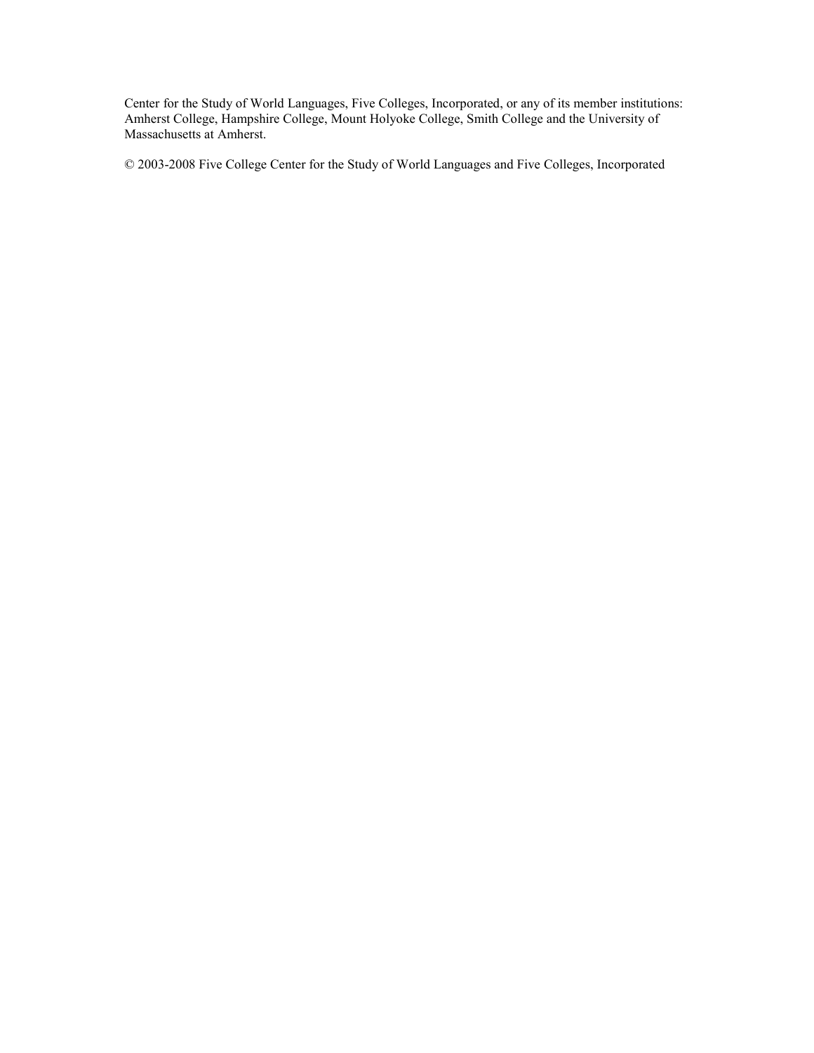Center for the Study of World Languages, Five Colleges, Incorporated, or any of its member institutions: Amherst College, Hampshire College, Mount Holyoke College, Smith College and the University of Massachusetts at Amherst.

© 2003-2008 Five College Center for the Study of World Languages and Five Colleges, Incorporated